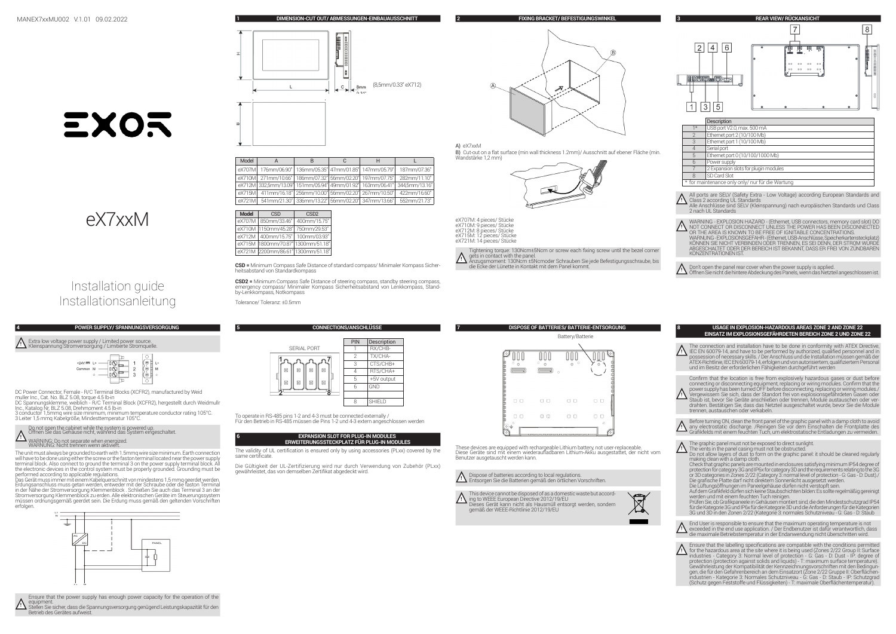MANEX7xxMU002 V.1.01 09.02.2022

EXOR

# eX7xxM

## Installation guide
## Installationsanleitung

## 1 DIMENSION-CUT OUT/ ABMESSUNGEN-EINBAUAUSSCHNITT

8mm 0.31" (8,5mm/0.33" eX712)

| Model | A | B | C | H | L |
|---|---|---|---|---|---|
| eX707M | 176mm/06.90" | 136mm/05.35" | 47mm/01.85" | 147mm/05.79" | 187mm/07.36" |
| eX710M | 271mm/10.66" | 186mm/07.32" | 56mm/02.20" | 197mm/07.75" | 282mm/11.10" |
| eX712M | 332,5mm/13.09" | 151mm/05.94" | 49mm/01.92" | 163mm/06.41" | 344,5mm/13.16" |
| eX715M | 411mm/16.18" | 256mm/10.00" | 56mm/02.20" | 267mm/10.50" | 422mm/16.60" |
| eX721M | 541mm/21.30" | 336mm/13.22" | 56mm/02.20" | 347mm/13.66" | 552mm/21.73" |

| Model | CSD | CSD2 |
|---|---|---|
| eX707M | 850mm/33.46" | 400mm/15.75" |
| eX710M | 1150mm/45.28" | 750mm/29.53" |
| eX712M | 400mm/15.75" | 100mm/03.93" |
| eX715M | 1800mm/70.87" | 1300mm/51.18" |
| eX721M | 2200mm/86.61" | 1300mm/51.18" |

**CSD =** Minimum Compass Safe Distance of standard compass/ Minimaler Kompass Sicherheitsabstand von Standardkompass

**CSD2 =** Minimum Compass Safe Distance of steering compass, standby steering compass, emergency compass/ Minimaler Kompass Sicherheitsabstand von Lenkkompass, Standby-Lenkkompass, Notkompass

Tolerance/ Toleranz: ±0.5mm

## 2 FIXING BRACKET/ BEFESTIGUNGSWINKEL

A) eX7xxM

B) Cut-out on a flat surface (min wall thickness 1.2mm)/ Ausschnitt auf ebener Fläche (min. Wandstärke 1,2 mm)

eX707M: 4 pieces/ Stücke
eX710M: 9 pieces/ Stücke
eX712M: 8 pieces/ Stücke
eX715M: 12 pieces/ Stücke
eX721M: 14 pieces/ Stücke

Tightening torque: 130Ncm±5Ncm or screw each fixing screw until the bezel corner gets in contact with the panel.
Anzugsmoment: 130Ncm ±5Ncmoder Schrauben Sie jede Befestigungsschraube, bis die Ecke der Lünette in Kontakt mit dem Panel kommt.

## 3 REAR VIEW/ RÜCKANSICHT

| | Description |
|---|---|
| 1* | USB port V2.0, max. 500 mA |
| 2 | Ethernet port 2 (10/100 Mb) |
| 3 | Ethernet port 1 (10/100 Mb) |
| 4 | Serial port |
| 5 | Ethernet port 0 (10/100/1000 Mb) |
| 6 | Power supply |
| 7 | 2 Expansion slots for plugin modules |
| 8 | SD Card Slot |

\* for maintenance only only/ nur für die Wartung

All ports are SELV (Safety Extra - Low Voltage) according European Standards and Class 2 according UL Standards
Alle Anschlüsse sind SELV (Kleinspannung) nach europäischen Standards und Class 2 nach UL Standards

WARNING - EXPLOSION HAZARD - (Ethernet, USB connectors, memory card slot) DO NOT CONNECT OR DISCONNECT UNLESS THE POWER HAS BEEN DISCONNECTED OR THE AREA IS KNOWN TO BE FREE OF IGNITABLE CONCENTRATIONS.
WARNUNG- EXPLOSIONSGEFAHR- (Ethernet, USB-Anschlüsse, Speicherkartensteckplatz) KÖNNEN SIE NICHT VERBINDEN ODER TRENNEN, ES SEI DENN, DER STROM WURDE ABGESCHALTET ODER DER BEREICH IST BEKANNT, DASS ER FREI VON ZÜNDBAREN KONZENTRATIONEN IST.

Don't open the panel rear cover when the power supply is applied.
Öffnen Sie nicht die hintere Abdeckung des Panels, wenn das Netzteil angeschlossen ist.

## 4 POWER SUPPLY/ SPANNUNGSVERSORGUNG

Extra low voltage power supply / Limited power source.
Kleinspannung Stromversorgung / Limitierte Stromquelle.

+24V ⎓ L+ 1
Common M 2
⏚ 3

DC Power Connector, Female - R/C Terminal Blocks (XCFR2), manufactured by Weid muller Inc., Cat. No. BLZ 5.08, torque 4.5 lb-in
DC Spannungsklemme, weiblich - R/C Terminal Block (XCFR2), hergestellt durch Weidmullr Inc., Katalog Nr. BLZ 5.08, Drehmoment 4.5 lb-in
3 conductor 1,5mmq wire size minimum, minimum temperature conductor rating 105°C.
3 Leiter 1,5 mmq Kabelgröße, Mindesttemperatur 105°C.

Do not open the cabinet while the system is powered up.
Öffnen Sie das Gehäuse nicht, während das System eingeschaltet.

WARNING: Do not separate when energized.
WARNUNG: Nicht trennen wenn aktiviert.

The unit must always be grounded to earth with 1.5mmq wire size minimum. Earth connection will have to be done using either the screw or the faston terminal located near the power supply terminal block. Also connect to ground the terminal 3 on the power supply terminal block. All the electronic devices in the control system must be properly grounded. Grounding must be performed according to applicable regulations.
Das Gerät muss immer mit einem Kabelquerschnitt von mindestens 1,5 mmq geerdet werden. Erdungsanschluss muss getan werden, entweder mit der Schraube oder die faston Terminal in der Nähe der Stromversorgung Klemmenblock . Schließen Sie auch das Terminal 3 an der Stromversorgung Klemmenblock zu erden. Alle elektronischen Geräte im Steuerungssystem müssen ordnungsgemäß geerdet sein. Die Erdung muss gemäß den geltenden Vorschriften erfolgen.

Ensure that the power supply has enough power capacity for the operation of the equipment.
Stellen Sie sicher, dass die Spannungsversorgung genügend Leistungskapazität für den Betrieb des Gerätes aufweist.

## 5 CONNECTIONS/ANSCHLÜSSE

SERIAL PORT

| PIN | Description |
|---|---|
| 1 | RX/CHB- |
| 2 | TX/CHA- |
| 3 | CTS/CHB+ |
| 4 | RTS/CHA+ |
| 5 | +5V output |
| 6 | GND |
| | |
| 8 | SHIELD |

To operate in RS-485 pins 1-2 and 4-3 must be connected externally /
Für den Betrieb in RS-485 müssen die Pins 1-2 und 4-3 extern angeschlossen werden

## 6 EXPANSION SLOT FOR PLUG-IN MODULES / ERWEITERUNGSSTECKPLATZ FÜR PLUG-IN MODULES

The validity of UL certification is ensured only by using accessories (PLxx) covered by the same certificate.

Die Gültigkeit der UL-Zertifizierung wird nur durch Verwendung von Zubehör (PLxx) gewährleistet, das von demselben Zertifikat abgedeckt wird.

## 7 DISPOSE OF BATTERIES/ BATTERIE-ENTSORGUNG

Battery/Batterie

These devices are equipped with rechargeable Lithium battery, not user-replaceable.
Diese Geräte sind mit einem wiederaufladbaren Lithium-Akku ausgestattet, der nicht vom Benutzer ausgetauscht werden kann.

Dispose of batteries according to local regulations.
Entsorgen Sie die Batterien gemäß den örtlichen Vorschriften.

This device cannot be disposed of as a domestic waste but according to WEEE European Directive 2012/19/EU
Dieses Gerät kann nicht als Hausmüll entsorgt werden, sondern gemäß der WEEE-Richtlinie 2012/19/EU

## 8 USAGE IN EXPLOSION-HAZARDOUS AREAS ZONE 2 AND ZONE 22 / EINSATZ IM EXPLOSIONSGEFÄHRDETEN BEREICH ZONE 2 UND ZONE 22

The connection and installation have to be done in conformity with ATEX Directive, IEC EN 60079-14, and have to be performed by authorized, qualified personnel and in possession of necessary skills. / Der Anschluss und die Installation müssen gemäß der ATEX-Richtlinie, IEC EN 60079-14, erfolgen und von autorisiertem, qualifiziertem Personal und im Besitz der erforderlichen Fähigkeiten durchgeführt werden

Confirm that the location is free from explosively hazardous gases or dust before connecting or disconnecting equipment, replacing or wiring modules. Confirm that the power supply has been turned OFF before disconnecting, replacing or wiring modules./ Vergewissern Sie sich, dass der Standort frei von explosionsgefährdeten Gasen oder Staub ist, bevor Sie Geräte anschließen oder trennen, Module austauschen oder verdrahten. Bestätigen Sie, dass das Netzteil ausgeschaltet wurde, bevor Sie die Module trennen, austauschen oder verkabeln.

Before turning ON, clean the front panel of the graphic panel with a damp cloth to avoid any electrostatic discharge. /Reinigen Sie vor dem Einschalten die Frontplatte des Grafikfelds mit einem feuchten Tuch, um elektrostatische Entladungen zu vermeiden.

The graphic panel must not be exposed to direct sunlight.
The vents in the panel casing must not be obstructed.
Do not allow layers of dust to form on the graphic panel: it should be cleaned regularly making clean with a damp cloth.
Check that graphic panels are mounted in enclosures satisfying minimum IP54 degree of protection for category 3G and IP6x for category 3D and the requirements relating to the 3G or 3D categories in Zones 2/22 (Category 3: normal level of protection - G: Gas - D: Dust)./
Die grafische Platte darf nicht direktem Sonnenlicht ausgesetzt werden.
Die Lüftungsöffnungen im Paneelgehäuse dürfen nicht verstopft sein.
Auf dem Grafikfeld dürfen sich keine Staubschichten bilden: Es sollte regelmäßig gereinigt werden und mit einem feuchten Tuch reinigen.
Prüfen Sie, ob Grafikpaneele in Gehäusen montiert sind, die den Mindestschutzgrad IP54 für die Kategorie 3G und IP6x für die Kategorie 3D und die Anforderungen für die Kategorien 3G und 3D in den Zonen 2/22 (Kategorie 3: normales Schutzniveau - G: Gas - D: Staub

End User is responsible to ensure that the maximum operating temperature is not exceeded in the end use application. / Der Endbenutzer ist dafür verantwortlich, dass die maximale Betriebstemperatur in der Endanwendung nicht überschritten wird.

Ensure that the labelling specifications are compatible with the conditions permitted for the hazardous area at the site where it is being used (Zones 2/22 Group II: Surface industries - Category 3: Normal level of protection - G: Gas - D: Dust - IP: degree of protection (protection against solids and liquids) - T: maximum surface temperature). Gewährleistung der Kompatibilität der Kennzeichnungsvorschriften mit den Bedingungen, die für den Gefahrenbereich an dem Einsatzort (Zone 2/22 Gruppe II: Oberflächenindustrien - Kategorie 3: Normales Schutzniveau - G: Gas - D: Staub - IP: Schutzgrad (Schutz gegen Feststoffe und Flüssigkeiten) - T: maximale Oberflächentemperatur).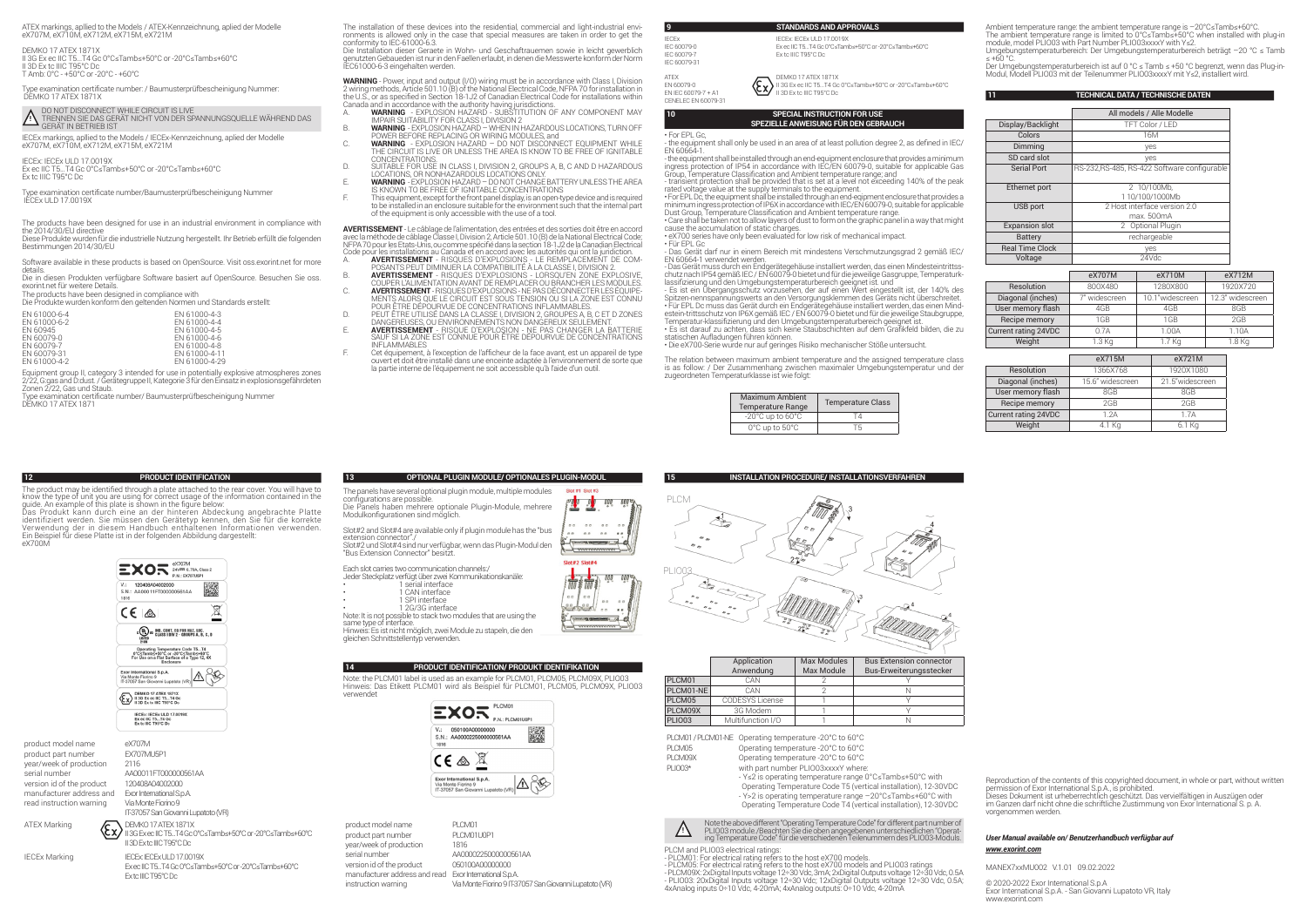ATEX markings, aplied to the Models / ATEX-Kennzeichnung, aplied der Modelle eX707M, eX710M, eX712M, eX715M, eX721M

DEMKO 17 ATEX 1871X
II 3G Ex ec IIC T5...T4 Gc 0°C≤Tamb≤+50°C or -20°C≤Tamb≤+60°C
II 3D Ex tc IIIC T95°C Dc
T Amb: 0°C - +50°C or -20°C - +60°C

Type examination certificate number: / Baumusterprüfbescheinigung Nummer: DEMKO 17 ATEX 1871X

DO NOT DISCONNECT WHILE CIRCUIT IS LIVE
TRENNEN SIE DAS GERÄT NICHT VON DER SPANNUNGSQUELLE WÄHREND DAS GERÄT IN BETRIEB IST

IECEx markings, aplied to the Models / IECEx-Kennzeichnung, aplied der Modelle eX707M, eX710M, eX712M, eX715M, eX721M

IECEx: IECEx ULD 17.0019X
Ex ec IIC T5...T4 Gc 0°C≤Tamb≤+50°C or -20°C≤Tamb≤+60°C
Ex tc IIIC T95°C Dc

Type examination certificate number/Baumusterprüfbescheinigung Nummer IECEx ULD 17.0019X

The products have been designed for use in an industrial environment in compliance with the 2014/30/EU directive
Diese Produkte wurden für die industrielle Nutzung hergestellt. Ihr Betrieb erfüllt die folgenden Bestimmungen 2014/30/EU

Software available in these products is based on OpenSource. Visit oss.exorint.net for more details.
Die in diesen Produkten verfügbare Software basiert auf OpenSource. Besuchen Sie oss. exorint.net für weitere Details.
The products have been designed in compliance with
Die Produkte wurden konform den geltenden Normen und Standards erstellt:

| | |
|---|---|
| EN 61000-6-4 | EN 61000-4-3 |
| EN 61000-6-2 | EN 61000-4-4 |
| EN 60945 | EN 61000-4-5 |
| EN 60079-0 | EN 61000-4-6 |
| EN 60079-7 | EN 61000-4-8 |
| EN 60079-31 | EN 61000-4-11 |
| EN 61000-4-2 | EN 61000-4-29 |

Equipment group II, category 3 intended for use in potentially explosive atmospheres zones 2/22, G:gas and D:dust. / Gerätegruppe II, Kategorie 3 für den Einsatz in explosionsgefährdeten Zonen 2/22, Gas und Staub.
Type examination certificate number/ Baumusterprüfbescheinigung Nummer DEMKO 17 ATEX 1871

The installation of these devices into the residential, commercial and light-industrial environments is allowed only in the case that special measures are taken in order to get the conformity to IEC-61000-6.3.
Die Installation dieser Geraete in Wohn- und Geschaftsraeumen sowie in leicht gewerblich genutzten Gebaeuden ist nur in den Faellen erlaubt, in denen die Messwerte konform der Norm IEC61000-6-3 eingehalten werden.

**WARNING** - Power, input and output (I/O) wiring must be in accordance with Class I, Division 2 wiring methods, Article 501.10 (B) of the National Electrical Code, NFPA 70 for installation in the U.S., or as specified in Section 18-1J2 of Canadian Electrical Code for installations within Canada and in accordance with the authority having jurisdictions.

A. **WARNING** - EXPLOSION HAZARD - SUBSTITUTION OF ANY COMPONENT MAY IMPAIR SUITABILITY FOR CLASS I, DIVISION 2
B. **WARNING** - EXPLOSION HAZARD – WHEN IN HAZARDOUS LOCATIONS, TURN OFF POWER BEFORE REPLACING OR WIRING MODULES, and
C. **WARNING** - EXPLOSION HAZARD – DO NOT DISCONNECT EQUIPMENT WHILE THE CIRCUIT IS LIVE OR UNLESS THE AREA IS KNOW TO BE FREE OF IGNITABLE CONCENTRATIONS.
D. SUITABLE FOR USE IN CLASS I, DIVISION 2, GROUPS A, B, C AND D HAZARDOUS LOCATIONS, OR NONHAZARDOUS LOCATIONS ONLY.
E. **WARNING** - EXPLOSION HAZARD – DO NOT CHANGE BATTERY UNLESS THE AREA IS KNOWN TO BE FREE OF IGNITABLE CONCENTRATIONS
F. This equipment, except for the front panel display, is an open-type device and is required to be installed in an enclosure suitable for the environment such that the internal part of the equipment is only accessible with the use of a tool.

**AVERTISSEMENT** - Le câblage de l'alimentation, des entrées et des sorties doit être en accord avec la méthode de câblage Classe I, Division 2, Article 501.10 (B) de la National Electrical Code; NFPA 70 pour les Etats-Unis, ou comme spécifié dans la section 18-1J2 de la Canadian Electrical Code pour les installations au Canada et en accord avec les autorités qui ont la juridiction.

A. **AVERTISSEMENT** - RISQUES D'EXPLOSIONS - LE REMPLACEMENT DE COMPOSANTS PEUT DIMINUER LA COMPATIBILITÉ À LA CLASSE I, DIVISION 2.
B. **AVERTISSEMENT** - RISQUES D'EXPLOSIONS - LORSQU'EN ZONE EXPLOSIVE, COUPER L'ALIMENTATION AVANT DE REMPLACER OU BRANCHER LES MODULES.
C. **AVERTISSEMENT** - RISQUES D'EXPLOSIONS - NE PAS DÉCONNECTER LES ÉQUIPEMENTS ALORS QUE LE CIRCUIT EST SOUS TENSION OU SI LA ZONE EST CONNU POUR ÊTRE DÉPOURVUE DE CONCENTRATIONS INFLAMMABLES.
D. PEUT ÊTRE UTILISÉ DANS LA CLASSE I, DIVISION 2, GROUPES A, B, C ET D ZONES DANGEREUSES, OU ENVIRONNEMENTS NON DANGEREUX SEULEMENT.
E. **AVERTISSEMENT** - RISQUE D'EXPLOSION - NE PAS CHANGER LA BATTERIE SAUF SI LA ZONE EST CONNUE POUR ÊTRE DÉPOURVUE DE CONCENTRATIONS INFLAMMABLES
F. Cet équipement, à l'exception de l'afficheur de la face avant, est un appareil de type ouvert et doit être installé dans une enceinte adaptée à l'environnement de sorte que la partie interne de l'équipement ne soit accessible qu'à l'aide d'un outil.

## 9 STANDARDS AND APPROVALS

| | |
|---|---|
| IECEx<br>IEC 60079-0<br>IEC 60079-7<br>IEC 60079-31 | IECEx: IECEx ULD 17.0019X<br>Ex ec IIC T5...T4 Gc 0°C≤Tamb≤+50°C or -20°C≤Tamb≤+60°C<br>Ex tc IIIC T95°C Dc |
| ATEX<br>EN 60079-0<br>EN IEC 60079-7 + A1<br>CENELEC EN 60079-31 | DEMKO 17 ATEX 1871X<br>II 3G Ex ec IIC T5...T4 Gc 0°C≤Tamb≤+50°C or -20°C≤Tamb≤+60°C<br>II 3D Ex tc IIIC T95°C Dc |

## 10 SPECIAL INSTRUCTION FOR USE / SPEZIELLE ANWEISUNG FÜR DEN GEBRAUCH

• For EPL Gc,
- the equipment shall only be used in an area of at least pollution degree 2, as defined in IEC/ EN 60664-1.
- the equipment shall be installed through an end-equipment enclosure that provides a minimum ingress protection of IP54 in accordance with IEC/EN 60079-0, suitable for applicable Gas Group, Temperature Classification and Ambient temperature range; and
- transient protection shall be provided that is set at a level not exceeding 140% of the peak rated voltage value at the supply terminals to the equipment.
• For EPL Dc, the equipment shall be installed through an end-equipment enclosure that provides a minimum ingress protection of IP6X in accordance with IEC/EN 60079-0, suitable for applicable Dust Group, Temperature Classification and Ambient temperature range.
• Care shall be taken not to allow layers of dust to form on the graphic panel in a way that might cause the accumulation of static charges.
• eX700 series have only been evaluated for low risk of mechanical impact.
• Für EPL Gc
- Das Gerät darf nur in einem Bereich mit mindestens Verschmutzungsgrad 2 gemäß IEC/ EN 60664-1 verwendet werden.
- Das Gerät muss durch ein Endgerätegehäuse installiert werden, das einen Mindesteintrittsschutz nach IP54 gemäß IEC / EN 60079-0 bietet und für die jeweilige Gasgruppe, Temperaturklassifizierung und den Umgebungstemperaturbereich geeignet ist; und
- Es ist ein Übergangsschutz vorzusehen, der auf einen Wert eingestellt ist, der 140% des Spitzen-nennspannungswerts an den Versorgungsklemmen des Geräts nicht überschreitet.
• Für EPL Dc muss das Gerät durch ein Endgerätegehäuse installiert werden, das einen Mindestein-trittsschutz von IP6X gemäß IEC / EN 60079-0 bietet und für die jeweilige Staubgruppe, Temperatur-klassifizierung und den Umgebungstemperaturbereich geeignet ist.
• Es ist darauf zu achten, dass sich keine Staubschichten auf dem Grafikfeld bilden, die zu statischen Aufladungen führen können.
• Die eX700-Serie wurde nur auf geringes Risiko mechanischer Stöße untersucht.

The relation between maximum ambient temperature and the assigned temperature class is as follow: / Der Zusammenhang zwischen maximaler Umgebungstemperatur und der zugeordneten Temperaturklasse ist wie folgt:

| Maximum Ambient Temperature Range | Temperature Class |
|---|---|
| -20°C up to 60°C | T4 |
| 0°C up to 50°C | T5 |

Ambient temperature range: the ambient temperature range is −20°C≤Tamb≤+60°C.
The ambient temperature range is limited to 0°C≤Tamb≤+50°C when installed with plug-in module, model PLIO03 with Part Number PLIO03xxxxY with Y≤2.
Umgebungstemperaturbereich: Der Umgebungstemperaturbereich beträgt −20 °C ≤ Tamb ≤ +60 °C.
Der Umgebungstemperaturbereich ist auf 0 °C ≤ Tamb ≤ +50 °C begrenzt, wenn das Plug-in-Modul, Modell PLIO03 mit der Teilenummer PLIO03xxxxY mit Y≤2, installiert wird.

## 11 TECHNICAL DATA / TECHNISCHE DATEN

| | All models / Alle Modelle |
|---|---|
| Display/Backlight | TFT Color / LED |
| Colors | 16M |
| Dimming | yes |
| SD card slot | yes |
| Serial Port | RS-232,RS-485, RS-422 Software configurable |
| Ethernet port | 2 10/100Mb, 1 10/100/1000Mb |
| USB port | 2 Host interface version 2.0 max. 500mA |
| Expansion slot | 2 Optional Plugin |
| Battery | rechargeable |
| Real Time Clock | yes |
| Voltage | 24Vdc |

| | eX707M | eX710M | eX712M |
|---|---|---|---|
| Resolution | 800X480 | 1280X800 | 1920X720 |
| Diagonal (inches) | 7" widescreen | 10.1"widescreen | 12.3" widescreen |
| User memory flash | 4GB | 4GB | 8GB |
| Recipe memory | 1GB | 1GB | 2GB |
| Current rating 24VDC | 0.7A | 1.00A | 1.10A |
| Weight | 1.3 Kg | 1.7 Kg | 1.8 Kg |

| | eX715M | eX721M |
|---|---|---|
| Resolution | 1366X768 | 1920X1080 |
| Diagonal (inches) | 15.6" widescreen | 21.5"widescreen |
| User memory flash | 8GB | 8GB |
| Recipe memory | 2GB | 2GB |
| Current rating 24VDC | 1.2A | 1.7A |
| Weight | 4.1 Kg | 6.1 Kg |

## 12 PRODUCT IDENTIFICATION

The product may be identified through a plate attached to the rear cover. You will have to know the type of unit you are using for correct usage of the information contained in the guide. An example of this plate is shown in the figure below:
Das Produkt kann durch eine an der hinteren Abdeckung angebrachte Platte identifiziert werden. Sie müssen den Gerätetyp kennen, den Sie für die korrekte Verwendung der in diesem Handbuch enthaltenen Informationen verwenden. Ein Beispiel für diese Platte ist in der folgenden Abbildung dargestellt:
eX700M

| | |
|---|---|
| product model name | eX707M |
| product part number | EX707MU5P1 |
| year/week of production | 2116 |
| serial number | AA00011FT000000561AA |
| version id of the product | 120408A04002000 |
| manufacturer address and read instruction warning | Exor International S.p.A. Via Monte Fiorino 9 IT-37057 San Giovanni Lupatoto (VR) |
| ATEX Marking | DEMKO 17 ATEX 1871X II 3G Ex ec IIC T5...T4 Gc 0°C≤Tamb≤+50°C or -20°C≤Tamb≤+60°C II 3D Ex tc IIIC T95°C Dc |
| IECEx Marking | IECEx: IECEx ULD 17.0019X Ex ec IIC T5...T4 Gc 0°C≤Tamb≤+50°C or -20°C≤Tamb≤+60°C Ex tc IIIC T95°C Dc |

## 13 OPTIONAL PLUGIN MODULE/ OPTIONALES PLUGIN-MODUL

The panels have several optional plugin module, multiple modules configurations are possible.
Die Panels haben mehrere optionale Plugin-Module, mehrere Modulkonfigurationen sind möglich.

Slot#2 and Slot#4 are available only if plugin module has the "bus extension connector".
Slot#2 und Slot#4 sind nur verfügbar, wenn das Plugin-Modul den "Bus Extension Connector" besitzt.

Each slot carries two communication channels:/
Jeder Steckplatz verfügt über zwei Kommunikationskanäle:
- 1 serial interface
- 1 CAN interface
- 1 SPI interface
- 1 2G/3G interface

Note: It is not possible to stack two modules that are using the same type of interface.
Hinweis: Es ist nicht möglich, zwei Module zu stapeln, die den gleichen Schnittstellentyp verwenden.

## 14 PRODUCT IDENTIFICATION/ PRODUKT IDENTIFIKATION

Note: the PLCM01 label is used as an example for PLCM01, PLCM05, PLCM09X, PLIO03
Hinweis: Das Etikett PLCM01 wird als Beispiel für PLCM01, PLCM05, PLCM09X, PLIO03 verwendet

| | |
|---|---|
| product model name | PLCM01 |
| product part number | PLCM01U0P1 |
| year/week of production | 1816 |
| serial number | AA000022500000561AA |
| version id of the product | 050100A00000000 |
| manufacturer address and read instruction warning | Exor International S.p.A. Via Monte Fiorino 9 IT-37057 San Giovanni Lupatoto (VR) |

## 15 INSTALLATION PROCEDURE/ INSTALLATIONSVERFAHREN

| | Application Anwendung | Max Modules Max Module | Bus Extension connector Bus-Erweiterungsstecker |
|---|---|---|---|
| PLCM01 | CAN | 2 | Y |
| PLCM01-NE | CAN | 2 | N |
| PLCM05 | CODESYS License | 1 | Y |
| PLCM09X | 3G Modem | 1 | Y |
| PLIO03 | Multifunction I/O | 1 | N |

PLCM01 / PLCM01-NE Operating temperature -20°C to 60°C
PLCM05 Operating temperature -20°C to 60°C
PLCM09X Operating temperature -20°C to 60°C
PLIO03* with part number PLIO03xxxxY where:
- Y≤2 is operating temperature range 0°C≤Tamb≤+50°C with Operating Temperature Code T5 (vertical installation), 12-30VDC
- Y>2 is operating temperature range −20°C≤Tamb≤+60°C with Operating Temperature Code T4 (vertical installation), 12-30VDC

Note the above different "Operating Temperature Code" for different part number of PLIO03 module./Beachten Sie die oben angegebenen unterschiedlichen "Operating Temperature Code" für die verschiedenen Teilenummern des PLIO03-Moduls.

PLCM and PLIO03 electrical ratings:
- PLCM01: For electrical rating refers to the host eX700 models.
- PLCM05: For electrical rating refers to the host eX700 models and PLIO03 ratings
- PLCM09X: 2xDigital Inputs voltage 12÷30 Vdc, 3mA; 2xDigital Outputs voltage 12÷30 Vdc, 0.5A
- PLIO03: 20xDigital Inputs voltage 12÷30 Vdc; 12xDigital Outputs voltage 12÷30 Vdc, 0.5A; 4xAnalog inputs 0÷10 Vdc, 4-20mA; 4xAnalog outputs: 0÷10 Vdc, 4-20mA

Reproduction of the contents of this copyrighted document, in whole or part, without written permission of Exor International S.p.A., is prohibited.
Dieses Dokument ist urheberrechtlich geschützt. Das Vervielfältigen in Auszügen oder im Ganzen darf nicht ohne die schriftliche Zustimmung von Exor International S. p. A. vorgenommen werden.

***User Manual available on/ Benutzerhandbuch verfügbar auf***
***www.exorint.com***

MANEX7xxMU002 V.1.01 09.02.2022

© 2020-2022 Exor International S.p.A.
Exor International S.p.A. - San Giovanni Lupatoto VR, Italy
www.exorint.com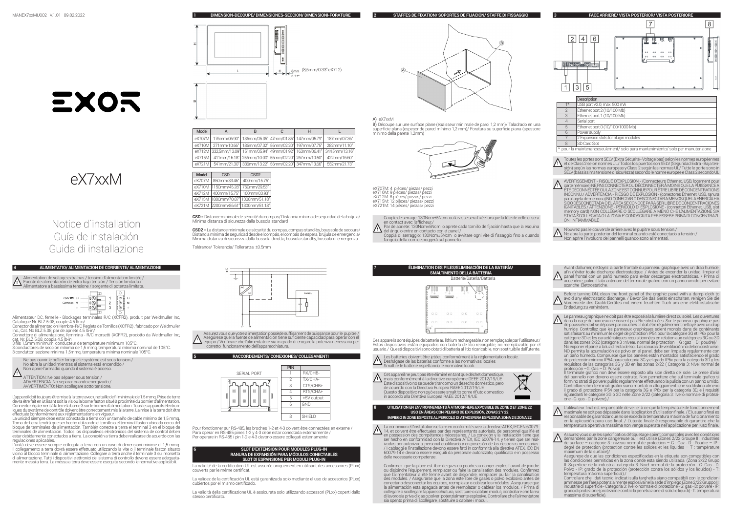MANEX7xxMU002 V.1.01 09.02.2022

EXOR

# eX7xxM

Notice d`installation
Guía de instalación
Guida di installazione

## 1 DIMENSION-DECOUPE/ DIMENSIONES-SECCION/ DIMENSIONI-FORATURE

8mm (8,5mm/0.33" eX712)

| Model | A | B | C | H | L |
|---|---|---|---|---|---|
| eX707M | 176mm/06.90" | 136mm/05.35" | 47mm/01.85" | 147mm/05.79" | 187mm/07.36" |
| eX710M | 271mm/10.66" | 186mm/07.32" | 56mm/02.20" | 197mm/07.75" | 282mm/11.10" |
| eX712M | 332,5mm/13.09" | 151mm/05.94" | 49mm/01.92" | 163mm/06.41" | 344,5mm/13.16" |
| eX715M | 411mm/16.18" | 256mm/10.00" | 56mm/02.20" | 267mm/10.50" | 422mm/16.60" |
| eX721M | 541mm/21.30" | 336mm/13.22" | 56mm/02.20" | 347mm/13.66" | 552mm/21.73" |

| Model | CSD | CSD2 |
|---|---|---|
| eX707M | 850mm/33.46" | 400mm/15.75" |
| eX710M | 1150mm/45.28" | 750mm/29.53" |
| eX712M | 400mm/15.75" | 100mm/03.93" |
| eX715M | 1800mm/70.87" | 1300mm/51.18" |
| eX721M | 2200mm/86.61" | 1300mm/51.18" |

**CSD** = Distance minimale de sécurité du compas/ Distancia mínima de seguridad de la brújula/ Minima distanza di sicurezza dalla bussola standard

**CSD2** = La distance minimale de sécurité du compas, compas stand-by, boussole de secours/ Distancia mínima de seguridad desde el compás, el compás de espera, brújula de emergencia/ Minima distanza di sicurezza dalla bussola di rotta, bussola standby, bussola di emergenza

Tolérance/ Tolerancia/ Tolleranza: ±0.5mm

## 2 STAFFES DE FIXATION/ SOPORTES DE FIJACIÓN/ STAFFE DI FISSAGGIO

A) eX7xxM

B) Découpe sur une surface plane (épaisseur minimale de paroi 1,2 mm)/ Taladrado en una superficie plana (espesor de pared mínimo 1,2 mm)/ Foratura su superficie piana (spessore minimo della parete 1.2mm)

eX707M: 4 pièces/ piezas/ pezzi
eX710M: 9 pièces/ piezas/ pezzi
eX712M: 8 pièces/ piezas/ pezzi
eX715M: 12 pièces/ piezas/ pezzi
eX721M: 14 pièces/ piezas/ pezzi

Couple de serrage: 130Ncm±5Ncm ou la visse sera fixée lorsque la tête de celle-ci sera en contact avec l'afficheur./
Par de apriete: 130Ncm±5Ncm o aprete cada tornillo de fijación hasta que la esquina del ángulo entre en contacto con el panel./
Coppia di serraggio: 130Ncm±5Ncm o avvitare ogni vite di fissaggio fino a quando l'angolo della cornice poggerà sul pannello.

## 3 FACE ARRIERE/ VISTA POSTERIOR/ VISTA POSTERIORE

| | Description |
|---|---|
| 1* | USB port V2.0, max. 500 mA |
| 2 | Ethernet port 2 (10/100 Mb) |
| 3 | Ethernet port 1 (10/100 Mb) |
| 4 | Serial port |
| 5 | Ethernet port 0 (10/100/1000 Mb) |
| 6 | Power supply |
| 7 | 2 Expansion slots for plugin modules |
| 8 | SD Card Slot |

* pour la maintenanceseulement/ solo para mantenimiento/ solo per manutenzione

Toutes les portes sont SELV (Extra Sécurité - Voltage bas) selon les normes européennes et de Class 2 selon normes UL/ Todos los puertos son SELV (Seguridad Extra - Baja tensión) según las normas europeas y Class 2 según las normas UL/ Tutte le porte sono in SELV (bassissima tensione di sicurezza) secondo le norme europee e Class 2 secondo UL

AVERTISSEMENT - RISQUE D'EXPLOSION - (Connecteurs Ethernet, USB, logement pour carte mémoire) NE PAS CONNECTER OU DÉCONNECTER À MOINS QUE LA PUISSANCE A ÉTÉ DÉCONNECTÉE OU LA ZONE EST CONNUE POUR ÊTRE LIBRE DE CONCENTRATIONS INCONNU./ ADVERTENCIA - RIESGO DE EXPLOSIÓN - (conectores Ethernet, USB, ranura para tarjeta de memoria) NO CONECTAR O DESCONECTAR A MENOS QUE LA ENERGÍA HA SIDO DESCONECTADA O EL ÁREA SE CONOCE PARA SER LIBRE DE CONCENTRACIONES IGNITABLES./ ATTENZIONE - PERICOLO DI ESPLOSIONE - (connettori Ethernet, USB, slot memory card) NON COLLEGARE O SCOLLEGARE A MENO CHE L'ALIMENTAZIONE SIA STATA SCOLLEGATA O LA ZONA E' CONOSCIUTA PER ESSERE PRIVA DI CONCENTRAZIONI INFIAMMABILE

N'ouvrez pas le couvercle arrière avec le pupitre sous tension./
No abra la parte posterior del terminal cuando esté conectado a tensión./
Non aprire l'involucro dei pannelli quando sono alimentati.

## 4 ALIMENTATIO/ ALIMENTACION DE CORRIENTE/ ALIMENTAZIONE

Alimentation de voltage extra bas / tension d'alimentation limitée./
Fuente de alimentación de extra baja tensión / Tensión limitada./
Alimentatore a bassissima tensione / sorgente di potenza limitata.

+24V L+ 1 / Common M 2 / ⏚ 3

Alimentateur DC, femelle - Blockages terminales R/C (XCFR2), produit par Weidmuller Inc, Catalogue Nr. BLZ 5.08, couple 4.5 lb-in/
Conector de alimentacion Hembra- R/C Regleta de Tornillos (XCFR2), fabricado por Weidmuller Inc., Cat. No BLZ 5.08, par de apriete 4.5 lb-in/
Connettore di alimentazione, femmina - R/C morsetti (XCFR2), prodotto da Weidmuller Inc, cat. Nr. BLZ 5.08, coppia 4.5 lb-in
3 fils 1,5mm minimum, conducteur de température minimum 105°C.
3 conductores de sección mínima de 1,5 mmq, temperatura mínima nominal de 105°C.
3 conduttori sezione minima 1,5mmq, temperatura minima nominale 105°C.

Ne pas ouvrir le boîtier lorsque le système est sous tension./
No abra la unidad mientras el sistema está encendido./
Non aprire l'armadio quando il sistema è acceso.

ATTENTION: Ne pas séparer sous tension./
ADVERTENCIA: No separar cuando energizado./
AVVERTIMENTO: Non scollegare sotto tensione.

L'appareil doit toujours être mise à la terre avec une taille de fil minimale de 1,5 mmq. Prise de terre devra être fait en utilisant soit la vis ou la borne faston situé à proximité du bornier d'alimentation. Connectez également à la terre la borne 3 sur le bornier d'alimentation. Tous les appareils électroniques du système de contrôle doivent être correctement mis à la terre. La mise à la terre doit être effectuée conformément aux réglementations en vigueur.
La unidad siempre debe estar conectada a tierra con un tamaño de cable mínimo de 1,5 mmq. Toma de tierra tendrá que ser hecho utilizando el tornillo o el terminal faston ubicada cerca del bloque de terminales de alimentación. También conecte a tierra el terminal 3 en el bloque de terminales de alimentación. Todos los dispositivos electrónicos del sistema de control deben estar debidamente conectados a tierra. La conexión a tierra debe realizarse de acuerdo con las regulaciones aplicables.
L'unità deve essere sempre collegata a terra con un cavo di dimensioni minime di 1,5 mmq. Il collegamento a terra dovrà essere effettuato utilizzando la vite o il terminale faston situato vicino al blocco terminale di alimentazione. Collegare a terra anche il terminale 3 sul morsetto di alimentazione. Tutti i dispositivi elettronici del sistema di controllo devono essere adeguatamente messi a terra. La messa a terra deve essere eseguita secondo le normative applicabili.

Assurez vous que votre alimentation possède suffisamment de puissance pour le pupitre./
Asegúrese que la fuente de alimentación tiene suficiente capacidad para operar con el equipo./ Verificare che l'alimentatore sia in grado di erogare la potenza necessaria per il corretto funzionamento dell'apparecchiatura.

## 5 RACCORDEMENTS/ CONEXIONES/ COLLEGAMENTI

SERIAL PORT

| PIN | |
|---|---|
| 1 | RX/CHB- |
| 2 | TX/CHA- |
| 3 | CTS/CHB+ |
| 4 | RTS/CHA+ |
| 5 | +5V output |
| 6 | GND |
| | |
| 8 | SHIELD |

Pour fonctionner sur RS-485, les broches 1-2 et 4-3 doivent être connectées en externe /
Para operar en RS-485 pines 1-2 y 4-3 debe estar conectada externamente /
Per operare in RS-485 i pin 1-2 e 4-3 devono essere collegati esternamente

## 6 SLOT D'EXTENSION POUR MODULES PLUG-IN / RANURA DE EXPANSIÓN PARA MÓDULOS CONECTABLES / SLOT DI ESPANSIONE PER MODULI PLUG-IN

La validité de la certification UL est assurée uniquement en utilisant des accessoires (PLxx) couverts par le même certificat.

La validez de la certificación UL está garantizada solo mediante el uso de accesorios (PLxx) cubiertos por el mismo certificado.

La validità della certificazione UL è assicurata solo utilizzando accessori (PLxx) coperti dallo stesso certificato.

## 7 ÉLIMINATION DES PILES/ELIMINACIÓN DE LA BATERÍA/ SMALTIMENTO DELLA BATTERIA

Batterie/Batería/Batteria

Ces appareils sont équipés de batterie au lithium rechargeable, non remplaçable par l'utilisateur./ Estos dispositivos están equipados con batería de litio recargable, no reemplazable por el usuario./ Questi dispositivi sono dotati di batteria al litio ricaricabile, non sostituibile dall'utente.

Les batteries doivent être jetées conformément à la réglementation locale.
Deshágase de las baterías conforme a las normativas locales
Smaltire le batterie rispettando le normative locali.

Cet appareil ne peut pas être éliminé en tant que déchet domestique, mais conformément à la directive européenne DEEE 2012/19/UE
Este dispositivo no se puede tirar como un desecho doméstico, pero de acuerdo con la Directiva Europea RAEE 2012/19/UE
Questo dispositivo non può essere smaltito come rifiuto domestico in accordo alla Direttiva Europea RAEE 2012/19/UE

## 8 UTILISATION EN ENVIRONNEMENTS À ATMOSPHÈRE EXPOSIBLE DE ZONE 2 ET ZONE 22 / USO EN ÁREAS CON PELIGRO DE EXPLOSIÓN, ZONAS 2 Y 22 / IMPIEGO IN ZONE ESPOSTE AL PERICOLO DI ATMOSFERA ESPLOSIVA ZONA 2 E ZONA 22

La connexion et l'installation se faire en conformité avec la directive ATEX, IEC EN 60079-14, et doivent être effectuées par des représentants autorisés, de personnel qualifié et en possession des compétences nécessaires. / La conexión y la instalación tiene que ser hecho en conformidad con la Directiva ATEX, IEC 60079-14, y tienen que ser realizadas por autorizada, personal cualificado y en posesión de las destrezas necesarias. / I cablaggi e l'installazione devono essere fatti in conformità alla Direttiva ATEX, IEC EN 60079-14 e devono essere eseguiti da personale autorizzato, qualificato e in possesso delle necessarie competenze.

Confirmez que la place est libre de gaz ou poudre au danger explosif avant de joindre ou disjoindre l'équipement, remplacer ou faire la canalisation des modules. Confirmez que l'alimentateur a été fermé avant de disjoindre, remplacer ou faire la canalisation des modules. / Asegurarse que la zona este libre de gases o polvo explosivo antes de conectar o desconectar los equipos, reemplazar o cablear los módulos. Asegurarse que la alimentación esta apagada antes de remplazar o cablear los módulos. / Prima di collegare o scollegare l'apparecchiatura, sostituire o cablare moduli, controllare che l'area di lavoro sia priva di gas o polveri potenzialmente esplosive. Controllare che l'alimentatore sia spento prima di scollegare, sostituire o cablare i moduli.

Avant d'allumer, nettoyez la partie frontale du panneau graphique avec un drap humide, afin d'éviter toute décharge électrostatique. / Antes de encender la unidad, limpiar el panel frontal con un paño húmedo para evitar descargas electrostáticas. / Prima di accendere, pulire il lato anteriore del terminale grafico con un panno umido per evitare scariche Elettrostatiche.

Before turning ON, clean the front panel of the graphic panel with a damp cloth to avoid any electrostatic discharge. / Bevor Sie das Gerät einschalten, reinigen Sie die Vorderseite des Grafik-Gerätes mit einem feuchten Tuch um eine elektrostatische Entladung zu verhindern.

Le panneau graphique ne doit pas être exposé à la lumière direct du soleil. Les ouvertures dans la cage du panneau ne doivent pas être obstruées. Sur le panneau graphique pas de poussière doit se déposer par couches : il doit être régulièrement nettoyé avec un drap humide. Contrôlez que les panneaux graphiques soient montés dans de conténants satisfaisant au minimum le degré de protection IP54 pour la catégorie 3G et IP6x pour la catégorie 3D et les caractéristiques requisitionnées en relation aux catégories 3G ou 3D dans les zones 2/22 (catégorie 3 : niveau normal de protection – G : gaz – D : poudre)/
No exponer el panel a la luz directa del sol. Las ranuras de ventilación no deben obstruirse. NO permita la acumulación de polvo en el panel, debe ser limpiada regularmente con un paño húmedo. Compruebe que los paneles están montados satisfaciendo el grado de protección mínimo IP54 para categoría 3G y el grado IP6x para la categoría 3D y los requisitos de las categorías 3G y 3D en las zonas 2/22 ( Categoría 3: Nivel normal de protección –G: Gas – D: Polvo)/
Il terminale grafico non deve essere esposto alla luce diretta del sole. Le prese d'aria del pannello non devono essere ostruite. Non permettere che sul terminale grafico si formino strati di polvere: pulirlo regolarmente effettuando la pulizia con un panno umido. Controllare che i terminali grafici siano montati in alloggiamenti che soddisfino almeno il grado di protezione IP54 per la categoria 3G e IP6x per la categoria 3D, e i requisiti riguardanti le categorie 3G o 3D nelle Zone 2/22 (categoria 3: livello normale di protezione - G: gas - D: polvere)./

L'utilisateur final est responsable de veiller à ce que la température de fonctionnement maximale ne soit pas dépassée dans l'application d'utilisation finale./ El usuario final es responsable de garantizar que no se exceda la temperatura máxima de funcionamiento en la aplicación para uso final. / L'utente finale è responsabile di garantire che la temperatura operativa massima non venga superata nell'applicazione per l'uso finale.

Assurez vous que les spécifications d'étiquetage soient compatibles avec les conditions demandées par la zone dangereuse où il est utilisé (Zones 2/22 Groupe II : industries de surface – catégorie 3 : niveau normal de protection – G : Gaz - D : Poudre – IP : degré de protection (protection contre les solides et les liquides – T : température maximum de la surface)/
Asegurese de que las condiciones especificadas en la etiqueta son compatibles con las condiciones permitidas en la zona donde esta siendo utilizada. (Zona 2/22 Grupo II: Superficie de la industria. categoría 3: Nivel normal de la protección - G: Gas - D: Polvo - IP: grado de la protección (protección contra los solidos y los liquidos) - T: temperatura máxima superficial)./
Controllare che i dati tecnici indicati sulla targhetta siano compatibili con le condizioni ammesse per l'area potenzialmente esplosiva nella sede d'impiego (Zone 2/22 Gruppo II: industrie di superficie - Categoria 3: livello normale di protezione - G: gas - D: polvere - IP: grado di protezione (protezione contro la penetrazione di solidi e liquidi) - T: temperatura massima di superficie).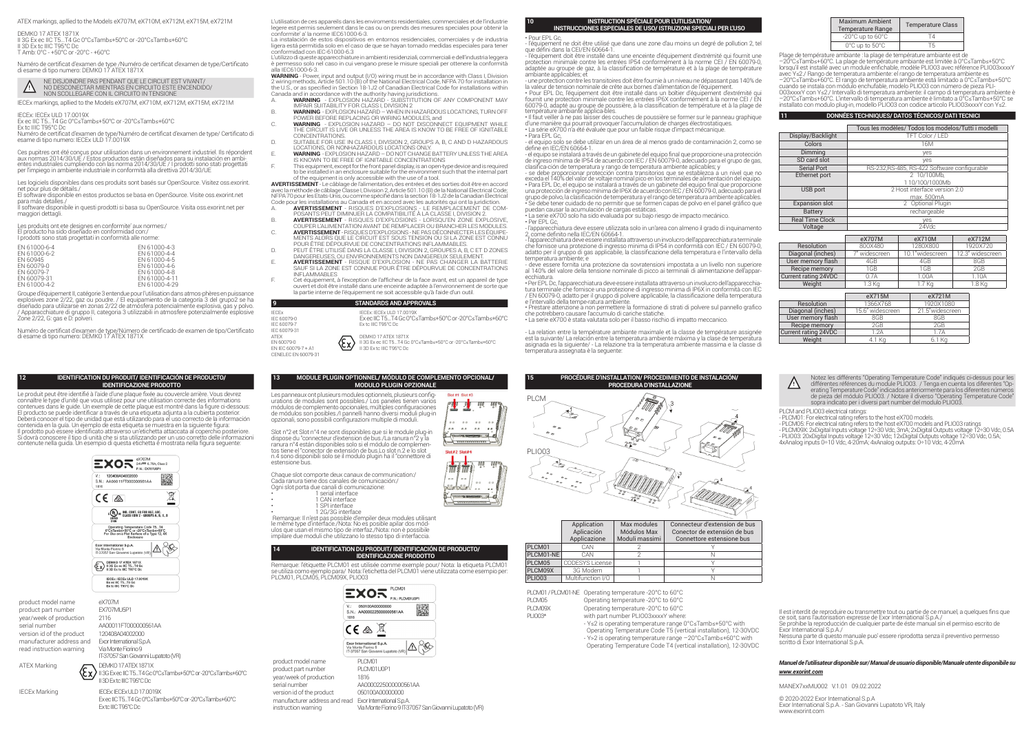ATEX markings, applied to the Models eX707M, eX710M, eX712M, eX715M, eX721M

DEMKO 17 ATEX 1871X
II 3G Ex ec IIC T5...T4 Gc 0°C≤Tamb≤+50°C or -20°C≤Tamb≤+60°C
II 3D Ex tc IIIC T95°C Dc
T Amb: 0°C - +50°C or -20°C - +60°C

Numéro de certificat d'examen de type /Número de certificat d'examen de type/Certificato di esame di tipo numero: DEMKO 17 ATEX 1871X

NE DISJOINDRE PAS PENDANT QUE LE CIRCUIT EST VIVANT/
NO DESCONECTAR MIENTRAS EN CIRCUITO ESTE ENCENDIDO/
NON SCOLLEGARE CON IL CIRCUITO IN TENSIONE

IECEx markings, applied to the Models eX707M, eX710M, eX712M, eX715M, eX721M

IECEx: IECEx ULD 17.0019X
Ex ec IIC T5...T4 Gc 0°C≤Tamb≤+50°C or -20°C≤Tamb≤+60°C
Ex tc IIIC T95°C Dc
Numéro de certificat d'examen de type/Número de certificat d'examen de type/ Certificato di esame di tipo numero: IECEx ULD 17.0019X

Ces pupitres ont été conçus pour utilisation dans un environnement industriel. Ils répondent aux normas 2014/30/UE / Estos productos están diseñados para su instalación en ambientes industriales cumpliendo con las normas 2014/30/UE / I prodotti sono stati progettati per l'impiego in ambiente industriale in conformità alla direttiva 2014/30/UE

Les logiciels disponibles dans ces produits sont basés sur OpenSource. Visitez oss.exorint.net pour plus de détails./
El software disponible en estos productos se basa en OpenSource. Visite oss.exorint.net para más detalles./
Il software disponibile in questi prodotti si basa su OpenSource. Visita oss.exorint.net per maggiori dettagli.

Les produits ont ete designes en conformite' aux normes:/
El producto ha sido diseñado en conformidad con:/
I prodotti sono stati progettati in conformità alle norme:

| | |
|---|---|
| EN 61000-6-4 | EN 61000-4-3 |
| EN 61000-6-2 | EN 61000-4-4 |
| EN 60945 | EN 61000-4-5 |
| EN 60079-0 | EN 61000-4-6 |
| EN 60079-7 | EN 61000-4-8 |
| EN 60079-31 | EN 61000-4-11 |
| EN 61000-4-2 | EN 61000-4-29 |

Groupe d'équipement II, catégorie 3 entendue pour l'utilisation dans atmos-phères en puissance explosives zone 2/22, gaz ou poudre. / El equipamiento de la categoría 3 del grupo2 se ha diseñado para utilizarse en zonas 2/22 de atmósfera potencialmente explosiva, gas y polvo. / Apparacchiature di gruppo II, categoria 3 utilizzabili in atmosfere potenzialmente esplosive Zone 2/22, G: gas e D: polveri.

Numéro de certificat d'examen de type/Número de certificado de examen de tipo/Certificato di esame di tipo numero: DEMKO 17 ATEX 1871X

L'utilisation de ces appareils dans les enviroments residentiales, commerciales et de l'industrie legere est permis seulement dans le cas ou on prends des mesures speciales pour obtenir la conformite' a' la norme IEC61000-6-3.
La instalación de estos dispositivos en entornos residenciales, comerciales y de industria ligera está permitida solo en el caso de que se hayan tomado medidas especiales para tener conformidad con IEC-61000-6-3
L'utilizzo di queste apparecchiature in ambienti residenziali, commerciali e dell'industria leggera è permesso solo nel caso in cui vengano prese le misure speciali per ottenere la conformità alla IEC61000-6-3.

**WARNING** - Power, input and output (I/O) wiring must be in accordance with Class I, Division 2 wiring methods, Article 501.10 (B) of the National Electrical Code, NFPA 70 for installation in the U.S., or as specified in Section 18-1J2 of Canadian Electrical Code for installations within Canada and in accordance with the authority having jurisdictions.

A. **WARNING** - EXPLOSION HAZARD - SUBSTITUTION OF ANY COMPONENT MAY IMPAIR SUITABILITY FOR CLASS I, DIVISION 2
B. **WARNING** - EXPLOSION HAZARD – WHEN IN HAZARDOUS LOCATIONS, TURN OFF POWER BEFORE REPLACING OR WIRING MODULES, and
C. **WARNING** - EXPLOSION HAZARD – DO NOT DISCONNECT EQUIPMENT WHILE THE CIRCUIT IS LIVE OR UNLESS THE AREA IS KNOW TO BE FREE OF IGNITABLE CONCENTRATIONS.
D. SUITABLE FOR USE IN CLASS I, DIVISION 2, GROUPS A, B, C AND D HAZARDOUS LOCATIONS, OR NONHAZARDOUS LOCATIONS ONLY.
E. **WARNING** - EXPLOSION HAZARD – DO NOT CHANGE BATTERY UNLESS THE AREA IS KNOWN TO BE FREE OF IGNITABLE CONCENTRATIONS
F. This equipment, except for the front panel display, is an open-type device and is required to be installed in an enclosure suitable for the environment such that the internal part of the equipment is only accessible with the use of a tool.

**AVERTISSEMENT** - Le câblage de l'alimentation, des entrées et des sorties doit être en accord avec la méthode de câblage Classe I, Division 2, Article 501.10 (B) de la National Electrical Code; NFPA 70 pour les États-Unis, ou comme spécifié dans la section 18-1J2 de la Canadian Electrical Code pour les installations au Canada et en accord avec les autorités qui ont la juridiction.

A. **AVERTISSEMENT** - RISQUES D'EXPLOSIONS - LE REMPLACEMENT DE COMPOSANTS PEUT DIMINUER LA COMPATIBILITÉ À LA CLASSE I, DIVISION 2.
B. **AVERTISSEMENT** - RISQUES D'EXPLOSIONS - LORSQU'EN ZONE EXPLOSIVE, COUPER L'ALIMENTATION AVANT DE REMPLACER OU BRANCHER LES MODULES.
C. **AVERTISSEMENT** - RISQUES D'EXPLOSIONS - NE PAS DÉCONNECTER LES ÉQUIPEMENTS ALORS QUE LE CIRCUIT EST SOUS TENSION OU SI LA ZONE EST CONNU POUR ÊTRE DÉPOURVUE DE CONCENTRATIONS INFLAMMABLES.
D. PEUT ÊTRE UTILISÉ DANS LA CLASSE I, DIVISION 2, GROUPES A, B, C ET D ZONES DANGEREUSES, OU ENVIRONNEMENTS NON DANGEREUX SEULEMENT.
E. **AVERTISSEMENT** - RISQUE D'EXPLOSION - NE PAS CHANGER LA BATTERIE SAUF SI LA ZONE EST CONNUE POUR ÊTRE DÉPOURVUE DE CONCENTRATIONS INFLAMMABLES
F. Cet équipement, à l'exception de l'afficheur de la face avant, est un appareil de type ouvert et doit être installé dans une enceinte adaptée à l'environnement de sorte que la partie interne de l'équipement ne soit accessible qu'à l'aide d'un outil.

## 9 STANDARDS AND APPROVALS

| | |
|---|---|
| IECEx<br>IEC 60079-0<br>IEC 60079-7<br>IEC 60079-31 | IECEx: IECEx ULD 17.0019X<br>Ex ec IIC T5...T4 Gc 0°C≤Tamb≤+50°C or -20°C≤Tamb≤+60°C<br>Ex tc IIIC T95°C Dc |
| ATEX<br>EN 60079-0<br>EN IEC 60079-7 + A1<br>CENELEC EN 60079-31 | DEMKO 17 ATEX 1871X<br>II 3G Ex ec IIC T5...T4 Gc 0°C≤Tamb≤+50°C or -20°C≤Tamb≤+60°C<br>II 3D Ex tc IIIC T95°C Dc |

## 10 INSTRUCTION SPÉCIALE POUR L'UTILISATION/ INSTRUCCIONES ESPECIALES DE USO/ ISTRUZIONI SPECIALI PER L'USO

• Pour EPL Gc,
- l'équipement ne doit être utilisé que dans une zone d'au moins un degré de pollution 2, tel que défini dans la CEI/EN 60664-1.
- l'équipement doit être installé dans une enceinte d'équipement d'extrémité qui fournit une protection minimale contre les entrées IP54 conformément à la norme CEI / EN 60079-0, adaptée au groupe de gaz, à la classification de température et à la plage de température ambiante applicables; et
- une protection contre les transitoires doit être fournie à un niveau ne dépassant pas 140% de la valeur de tension nominale de crête aux bornes d'alimentation de l'équipement.
• Pour EPL Dc, l'équipement doit être installé dans un boîtier d'équipement d'extrémité qui fournit une protection minimale contre les entrées IP6X conformément à la norme CEI / EN 60079-0, adapté au groupe de poussière, à la classification de température et à la plage de température ambiante applica-bles.
• Il faut veiller à ne pas laisser des couches de poussière se former sur le panneau graphique d'une manière qui pourrait provoquer l'accumulation de charges électrostatiques.
• La série eX700 n'a été évaluée que pour un faible risque d'impact mécanique.
• Para EPL Gc,
- el equipo solo se debe utilizar en un área de al menos grado de contaminación 2, como se define en IEC/EN 60664-1.
- el equipo se instalará a través de un gabinete del equipo final que proporcione una protección de ingreso mínima de IP54 de acuerdo con IEC / EN 60079-0, adecuado para el grupo de gas, clasificación de temperatura y rango de temperatura ambiente aplicables; y
- se debe proporcionar protección contra transitorios que se establezca a un nivel que no exceda el 140% del valor de voltaje nominal pico en los terminales de alimentación del equipo.
• Para EPL Dc, el equipo se instalará a través de un gabinete del equipo final que proporcione una protección de ingreso mínima de IP6X de acuerdo con IEC / EN 60079-0, adecuado para el grupo de polvo, la clasificación de temperatura y el rango de temperatura ambiente aplicables.
• Se debe tener cuidado de no permitir que se formen capas de polvo en el panel gráfico que puedan causar la acumulación de cargas estáticas.
• La serie eX700 solo ha sido evaluada por su bajo riesgo de impacto mecánico.
• Per EPL Gc,
- l'apparecchiatura deve essere utilizzata solo in un'area con almeno il grado di inquinamento 2, come definito nella IEC/EN 60664-1.
- l'apparecchiatura deve essere installata attraverso un involucro dell'apparecchiatura terminale che fornisce una protezione di ingresso minima di IP54 in conformità con IEC / EN 60079-0, adatto per il gruppo di gas applicabile, la classificazione della temperatura e l'intervallo della temperatura ambiente; e
- deve essere fornita una protezione da sovratensioni impostata a un livello non superiore al 140% del valore della tensione nominale di picco ai terminali di alimentazione dell'apparecchiatura.
• Per EPL Dc, l'apparecchiatura deve essere installata attraverso un involucro dell'apparecchiatura terminale che fornisce una protezione di ingresso minima di IP6X in conformità con IEC / EN 60079-0, adatto per il gruppo di polvere applicabile, la classificazione della temperatura e l'intervallo della temperatura ambiente.
• Prestare attenzione a non permettere la formazione di strati di polvere sul pannello grafico che potrebbero causare l'accumulo di cariche statiche.
• La serie eX700 è stata valutata solo per il basso rischio di impatto meccanico.

- La relation entre la température ambiante maximale et la classe de température assignée est la suivante/ La relación entre la temperatura ambiente máxima y la clase de temperatura asignada es la siguiente/ - La relazione tra la temperatura ambiente massima e la classe di temperatura assegnata è la seguente:

| Maximum Ambient Temperature Range | Temperature Class |
|---|---|
| -20°C up to 60°C | T4 |
| 0°C up to 50°C | T5 |

Plage de température ambiante : la plage de température ambiante est de −20°C≤Tamb≤+60°C. La plage de température ambiante est limitée à 0°C≤Tamb≤+50°C lorsqu'il est installé avec un module enfichable, modèle PLIO03 avec référence PLIO03xxxxY avec Y≤2./ Rango de temperatura ambiente: el rango de temperatura ambiente es −20°C≤Tamb≤+60°C. El rango de temperatura ambiente está limitado a 0°C≤Tamb≤+50°C cuando se instala con módulo enchufable, modelo PLIO03 con número de pieza PLIO03xxxxY con Y≤2./ Intervallo di temperatura ambiente: il campo di temperatura ambiente è −20°C≤Tamb≤+60°C. L'intervallo di temperatura ambiente è limitato a 0°C≤Tamb≤+50°C se installato con modulo plug-in, modello PLIO03 con codice articolo PLIO03xxxxY con Y≤2.

## 11 DONNÉES TECHNIQUES/ DATOS TÉCNICOS/ DATI TECNICI

| | Tous les modèles/ Todos los modelos/Tutti i modelli |
|---|---|
| Display/Backlight | TFT Color / LED |
| Colors | 16M |
| Dimming | yes |
| SD card slot | yes |
| Serial Port | RS-232,RS-485, RS-422 Software configurable |
| Ethernet port | 2 10/100Mb, 1 10/100/1000Mb |
| USB port | 2 Host interface version 2.0 max. 500mA |
| Expansion slot | 2 Optional Plugin |
| Battery | rechargeable |
| Real Time Clock | yes |
| Voltage | 24Vdc |

| | eX707M | eX710M | eX712M |
|---|---|---|---|
| Resolution | 800X480 | 1280X800 | 1920X720 |
| Diagonal (inches) | 7" widescreen | 10.1" widescreen | 12.3" widescreen |
| User memory flash | 4GB | 4GB | 8GB |
| Recipe memory | 1GB | 1GB | 2GB |
| Current rating 24VDC | 0.7A | 1.00A | 1.10A |
| Weight | 1.3 Kg | 1.7 Kg | 1.8 Kg |

| | eX715M | eX721M |
|---|---|---|
| Resolution | 1366X768 | 1920X1080 |
| Diagonal (inches) | 15.6" widescreen | 21.5"widescreen |
| User memory flash | 8GB | 8GB |
| Recipe memory | 2GB | 2GB |
| Current rating 24VDC | 1.2A | 1.7A |
| Weight | 4.1 Kg | 6.1 Kg |

## 12 IDENTIFICATION DU PRODUIT/ IDENTIFICACIÓN DE PRODUCTO/ IDENTIFICAZIONE PRODOTTO

Le produit peut être identifié à l'aide d'une plaque fixée au couvercle arrière. Vous devrez connaître le type d'unité que vous utilisez pour une utilisation correcte des informations contenues dans le guide. Un exemple de cette plaque est montré dans la figure ci-dessous: El producto se puede identificar a través de una etiqueta adjunta a la cubierta posterior. Deberá conocer el tipo de unidad que está utilizando para el uso correcto de la información contenida en la guía. Un ejemplo de esta etiqueta se muestra en la siguiente figura: Il prodotto può essere identificato attraverso un'etichetta attaccata al coperchio posteriore. Si dovrà conoscere il tipo di unità che si sta utilizzando per un uso corretto delle informazioni contenute nella guida. Un esempio di questa etichetta è mostrata nella figura seguente:

| | |
|---|---|
| product model name | eX707M |
| product part number | EX707MU5P1 |
| year/week of production | 2116 |
| serial number | AA00011FT000000561AA |
| version id of the product | 120408A04002000 |
| manufacturer address and read instruction warning | Exor International S.p.A. Via Monte Fiorino 9 IT-37057 San Giovanni Lupatoto (VR) |
| ATEX Marking | DEMKO 17 ATEX 1871X II 3G Ex ec IIC T5...T4 Gc 0°C≤Tamb≤+50°C or -20°C≤Tamb≤+60°C II 3D Ex tc IIIC T95°C Dc |
| IECEx Marking | IECEx: IECEx ULD 17.0019X Ex ec IIC T5...T4 Gc 0°C≤Tamb≤+50°C or -20°C≤Tamb≤+60°C Ex tc IIIC T95°C Dc |

## 13 MODULE PLUGIN OPTIONNEL/ MÓDULO DE COMPLEMENTO OPCIONAL/ MODULO PLUGIN OPZIONALE

Les panneaux ont plusieurs modules optionnels, plusieurs configurations de modules sont possibles./ Los paneles tienen varios módulos de complemento opcionales, múltiples configuraciones de módulos son posibles./I pannelli hanno diversi moduli plug-in opzionali, sono possibili configurazioni multiple di moduli.

Slot n°2 et Slot n°4 ne sont disponibles que si le module plug-in dispose du "connecteur d'extension de bus./La ranura n°2 y la ranura n°4 están disponibles solo si el módulo de complementos tiene el "conector de extensión de bus.Lo slot n.2 e lo slot n.4 sono disponibili solo se il modulo plugin ha il "connettore di estensione bus.

Slot #1 Slot #3
Slot#2 Slot#4

Chaque slot comporte deux canaux de communication:/ Cada ranura tiene dos canales de comunicación:/ Ogni slot porta due canali di comunicazione:
- 1 serial interface
- 1 CAN interface
- 1 SPI interface
- 1 2G/3G interface

Remarque: Il n'est pas possible d'empiler deux modules utilisant le même type d'interface./Nota: No es posible apilar dos módulos que usan el mismo tipo de interfaz./Nota: non è possibile impilare due moduli che utilizzano lo stesso tipo di interfaccia.

## 14 IDENTIFICATION DU PRODUIT/ IDENTIFICACIÓN DE PRODUCTO/ IDENTIFICAZIONE PRODOTTO

Remarque: l'étiquette PLCM01 est utilisée comme exemple pour/ Nota: la etiqueta PLCM01 se utiliza como ejemplo para/ Nota: l'etichetta del PLCM01 viene utilizzata come esempio per: PLCM01, PLCM05, PLCM09X, PLIO03

| | |
|---|---|
| product model name | PLCM01 |
| product part number | PLCM01U0P1 |
| year/week of production | 1816 |
| serial number | AA000022500000561AA |
| version id of the product | 050100A00000000 |
| manufacturer address and read instruction warning | Exor International S.p.A. Via Monte Fiorino 9 IT-37057 San Giovanni Lupatoto (VR) |

## 15 PROCÉDURE D'INSTALLATION/ PROCEDIMIENTO DE INSTALACIÓN/ PROCEDURA D'INSTALLAZIONE

PLCM
PLIO03

| | Application Aplicación Applicazione | Max modules Módulos Max Moduli massimi | Connecteur d'extension de bus Conector de extensión de bus Connettore estensione bus |
|---|---|---|---|
| PLCM01 | CAN | 2 | Y |
| PLCM01-NE | CAN | 2 | N |
| PLCM05 | CODESYS License | 1 | Y |
| PLCM09X | 3G Modem | 1 | Y |
| PLIO03 | Multifunction I/O | 1 | N |

PLCM01 / PLCM01-NE Operating temperature -20°C to 60°C
PLCM05 Operating temperature -20°C to 60°C
PLCM09X Operating temperature -20°C to 60°C
PLIO03* Operating temperature -20°C to 60°C with part number PLIO03xxxxY where:
- Y≤2 is operating temperature range 0°C≤Tamb≤+50°C with Operating Temperature Code T5 (vertical installation), 12-30VDC
- Y>2 is operating temperature range −20°C≤Tamb≤+60°C with Operating Temperature Code T4 (vertical installation), 12-30VDC

Notez les différents "Operating Temperature Code" indiqués ci-dessus pour les différentes références du module PLIO03. / Tenga en cuenta los diferentes "Operating Temperature Code" indicados anteriormente para los diferentes números de pieza del módulo PLIO03. / Notare il diverso "Operating Temperature Code" sopra indicato per i diversi part number del modulo PLIO03.

PLCM and PLIO03 electrical ratings:
- PLCM01: For electrical rating refers to the host eX700 models.
- PLCM05: For electrical rating refers to the host eX700 models and PLIO03 ratings
- PLCM09X: 2xDigital Inputs voltage 12÷30 Vdc, 3mA; 2xDigital Outputs voltage 12÷30 Vdc, 0.5A
- PLIO03: 20xDigital Inputs voltage 12÷30 Vdc; 12xDigital Outputs voltage 12÷30 Vdc, 0.5A; 4xAnalog inputs 0÷10 Vdc, 4-20mA; 4xAnalog outputs: 0÷10 Vdc, 4-20mA

Il est interdit de reproduire ou transmettre tout ou partie de ce manuel, à quelques fins que ce soit, sans l'autorisation expresse de Exor International S.p.A./
Se prohíbe la reproducción de cualquier parte de este manual sin el permiso escrito de Exor International S.p.A./
Nessuna parte di questo manuale puo' essere riprodotta senza il preventivo permesso scritto di Exor International S.p.A.

***Manuel de l'utilisateur disponible sur/ Manual de usuario disponible/Manuale utente disponibile su www.exorint.com***

MANEX7xxMU002 V.1.01 09.02.2022

© 2020-2022 Exor International S.p.A.
Exor International S.p.A. - San Giovanni Lupatoto VR, Italy
www.exorint.com